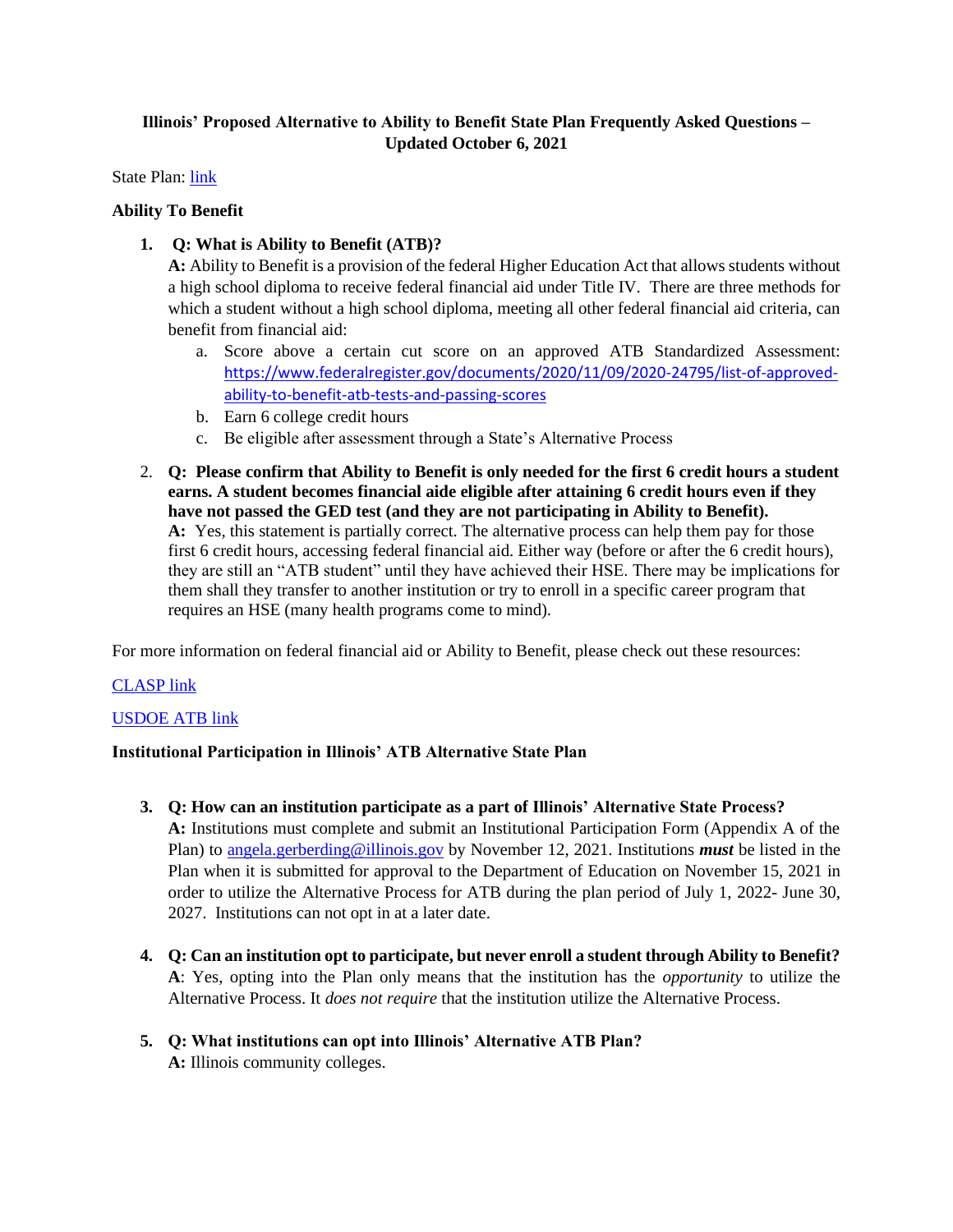**Illinois' Proposed Alternative to Ability to Benefit State Plan Frequently Asked Questions – Updated October 6, 2021**

State Plan: [link]()

**Ability To Benefit**

1. **Q: What is Ability to Benefit (ATB)?**
   **A:** Ability to Benefit is a provision of the federal Higher Education Act that allows students without a high school diploma to receive federal financial aid under Title IV. There are three methods for which a student without a high school diploma, meeting all other federal financial aid criteria, can benefit from financial aid:
   a. Score above a certain cut score on an approved ATB Standardized Assessment: [https://www.federalregister.gov/documents/2020/11/09/2020-24795/list-of-approved-ability-to-benefit-atb-tests-and-passing-scores](https://www.federalregister.gov/documents/2020/11/09/2020-24795/list-of-approved-ability-to-benefit-atb-tests-and-passing-scores)
   b. Earn 6 college credit hours
   c. Be eligible after assessment through a State's Alternative Process

2. **Q: Please confirm that Ability to Benefit is only needed for the first 6 credit hours a student earns. A student becomes financial aide eligible after attaining 6 credit hours even if they have not passed the GED test (and they are not participating in Ability to Benefit).**
   **A:** Yes, this statement is partially correct. The alternative process can help them pay for those first 6 credit hours, accessing federal financial aid. Either way (before or after the 6 credit hours), they are still an "ATB student" until they have achieved their HSE. There may be implications for them shall they transfer to another institution or try to enroll in a specific career program that requires an HSE (many health programs come to mind).

For more information on federal financial aid or Ability to Benefit, please check out these resources:

[CLASP link]()

[USDOE ATB link]()

**Institutional Participation in Illinois' ATB Alternative State Plan**

3. **Q: How can an institution participate as a part of Illinois' Alternative State Process?**
   **A:** Institutions must complete and submit an Institutional Participation Form (Appendix A of the Plan) to [angela.gerberding@illinois.gov](mailto:angela.gerberding@illinois.gov) by November 12, 2021. Institutions ***must*** be listed in the Plan when it is submitted for approval to the Department of Education on November 15, 2021 in order to utilize the Alternative Process for ATB during the plan period of July 1, 2022- June 30, 2027. Institutions can not opt in at a later date.

4. **Q: Can an institution opt to participate, but never enroll a student through Ability to Benefit?**
   **A**: Yes, opting into the Plan only means that the institution has the *opportunity* to utilize the Alternative Process. It *does not require* that the institution utilize the Alternative Process.

5. **Q: What institutions can opt into Illinois' Alternative ATB Plan?**
   **A:** Illinois community colleges.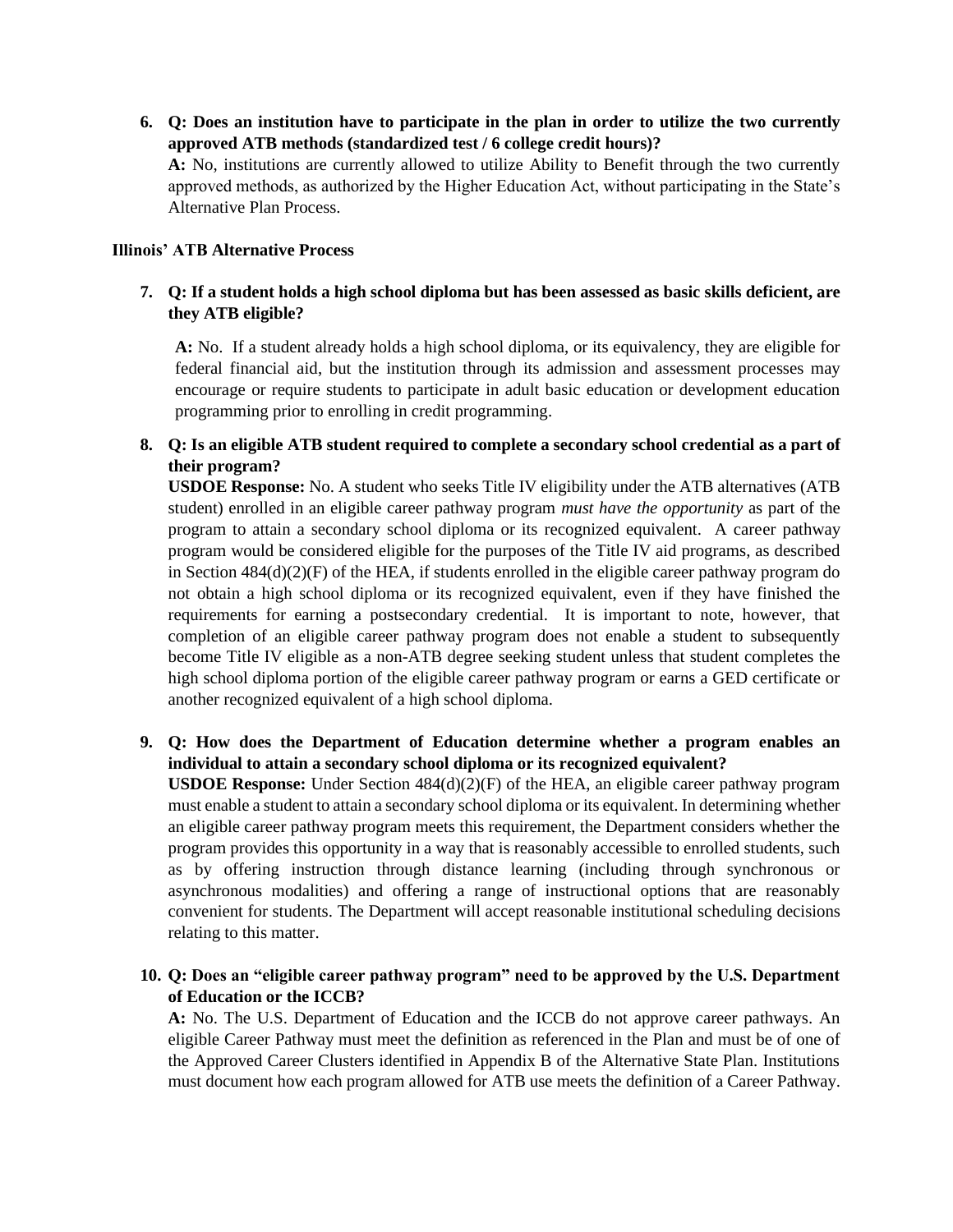6. **Q: Does an institution have to participate in the plan in order to utilize the two currently approved ATB methods (standardized test / 6 college credit hours)?**
   **A:** No, institutions are currently allowed to utilize Ability to Benefit through the two currently approved methods, as authorized by the Higher Education Act, without participating in the State's Alternative Plan Process.

**Illinois' ATB Alternative Process**

7. **Q: If a student holds a high school diploma but has been assessed as basic skills deficient, are they ATB eligible?**

   **A:** No. If a student already holds a high school diploma, or its equivalency, they are eligible for federal financial aid, but the institution through its admission and assessment processes may encourage or require students to participate in adult basic education or development education programming prior to enrolling in credit programming.

8. **Q: Is an eligible ATB student required to complete a secondary school credential as a part of their program?**
   **USDOE Response:** No. A student who seeks Title IV eligibility under the ATB alternatives (ATB student) enrolled in an eligible career pathway program *must have the opportunity* as part of the program to attain a secondary school diploma or its recognized equivalent. A career pathway program would be considered eligible for the purposes of the Title IV aid programs, as described in Section 484(d)(2)(F) of the HEA, if students enrolled in the eligible career pathway program do not obtain a high school diploma or its recognized equivalent, even if they have finished the requirements for earning a postsecondary credential. It is important to note, however, that completion of an eligible career pathway program does not enable a student to subsequently become Title IV eligible as a non-ATB degree seeking student unless that student completes the high school diploma portion of the eligible career pathway program or earns a GED certificate or another recognized equivalent of a high school diploma.

9. **Q: How does the Department of Education determine whether a program enables an individual to attain a secondary school diploma or its recognized equivalent?**
   **USDOE Response:** Under Section 484(d)(2)(F) of the HEA, an eligible career pathway program must enable a student to attain a secondary school diploma or its equivalent. In determining whether an eligible career pathway program meets this requirement, the Department considers whether the program provides this opportunity in a way that is reasonably accessible to enrolled students, such as by offering instruction through distance learning (including through synchronous or asynchronous modalities) and offering a range of instructional options that are reasonably convenient for students. The Department will accept reasonable institutional scheduling decisions relating to this matter.

10. **Q: Does an "eligible career pathway program" need to be approved by the U.S. Department of Education or the ICCB?**
    **A:** No. The U.S. Department of Education and the ICCB do not approve career pathways. An eligible Career Pathway must meet the definition as referenced in the Plan and must be of one of the Approved Career Clusters identified in Appendix B of the Alternative State Plan. Institutions must document how each program allowed for ATB use meets the definition of a Career Pathway.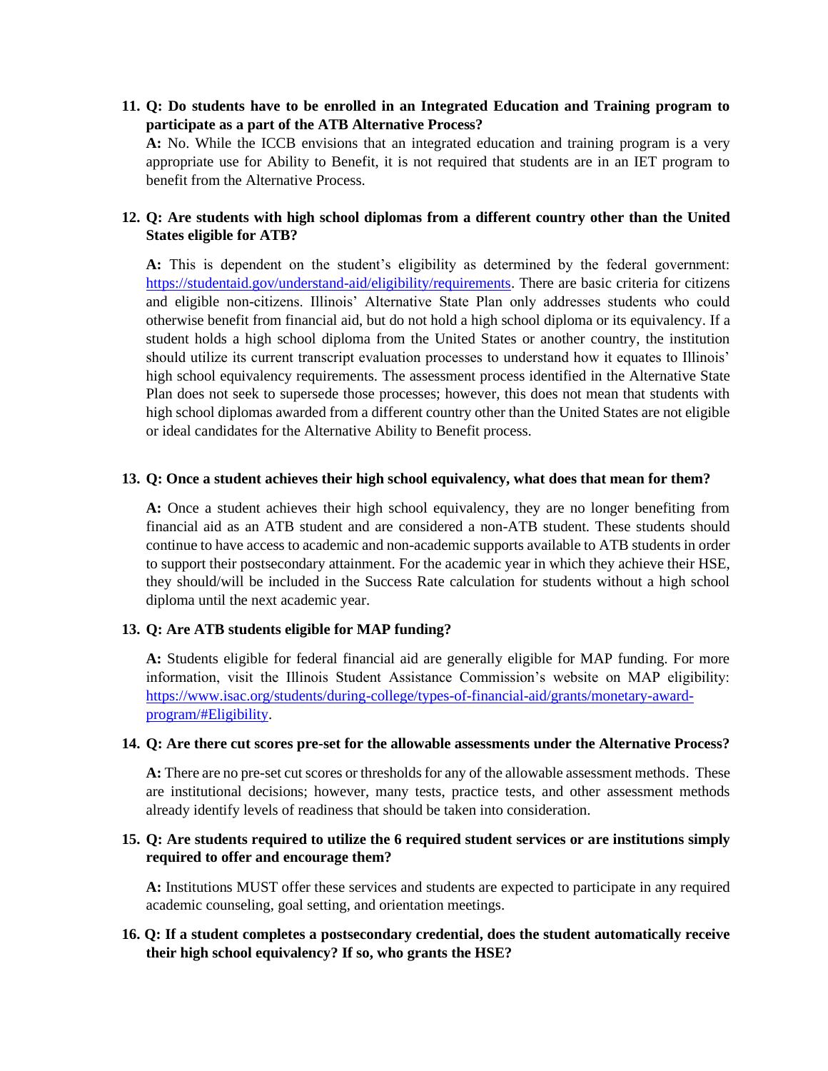**11. Q: Do students have to be enrolled in an Integrated Education and Training program to participate as a part of the ATB Alternative Process?**

**A:** No. While the ICCB envisions that an integrated education and training program is a very appropriate use for Ability to Benefit, it is not required that students are in an IET program to benefit from the Alternative Process.

**12. Q: Are students with high school diplomas from a different country other than the United States eligible for ATB?**

**A:** This is dependent on the student's eligibility as determined by the federal government: [https://studentaid.gov/understand-aid/eligibility/requirements](https://studentaid.gov/understand-aid/eligibility/requirements). There are basic criteria for citizens and eligible non-citizens. Illinois' Alternative State Plan only addresses students who could otherwise benefit from financial aid, but do not hold a high school diploma or its equivalency. If a student holds a high school diploma from the United States or another country, the institution should utilize its current transcript evaluation processes to understand how it equates to Illinois' high school equivalency requirements. The assessment process identified in the Alternative State Plan does not seek to supersede those processes; however, this does not mean that students with high school diplomas awarded from a different country other than the United States are not eligible or ideal candidates for the Alternative Ability to Benefit process.

**13. Q: Once a student achieves their high school equivalency, what does that mean for them?**

**A:** Once a student achieves their high school equivalency, they are no longer benefiting from financial aid as an ATB student and are considered a non-ATB student. These students should continue to have access to academic and non-academic supports available to ATB students in order to support their postsecondary attainment. For the academic year in which they achieve their HSE, they should/will be included in the Success Rate calculation for students without a high school diploma until the next academic year.

**13. Q: Are ATB students eligible for MAP funding?**

**A:** Students eligible for federal financial aid are generally eligible for MAP funding. For more information, visit the Illinois Student Assistance Commission's website on MAP eligibility: [https://www.isac.org/students/during-college/types-of-financial-aid/grants/monetary-award-program/#Eligibility](https://www.isac.org/students/during-college/types-of-financial-aid/grants/monetary-award-program/#Eligibility).

**14. Q: Are there cut scores pre-set for the allowable assessments under the Alternative Process?**

**A:** There are no pre-set cut scores or thresholds for any of the allowable assessment methods. These are institutional decisions; however, many tests, practice tests, and other assessment methods already identify levels of readiness that should be taken into consideration.

**15. Q: Are students required to utilize the 6 required student services or are institutions simply required to offer and encourage them?**

**A:** Institutions MUST offer these services and students are expected to participate in any required academic counseling, goal setting, and orientation meetings.

**16. Q: If a student completes a postsecondary credential, does the student automatically receive their high school equivalency? If so, who grants the HSE?**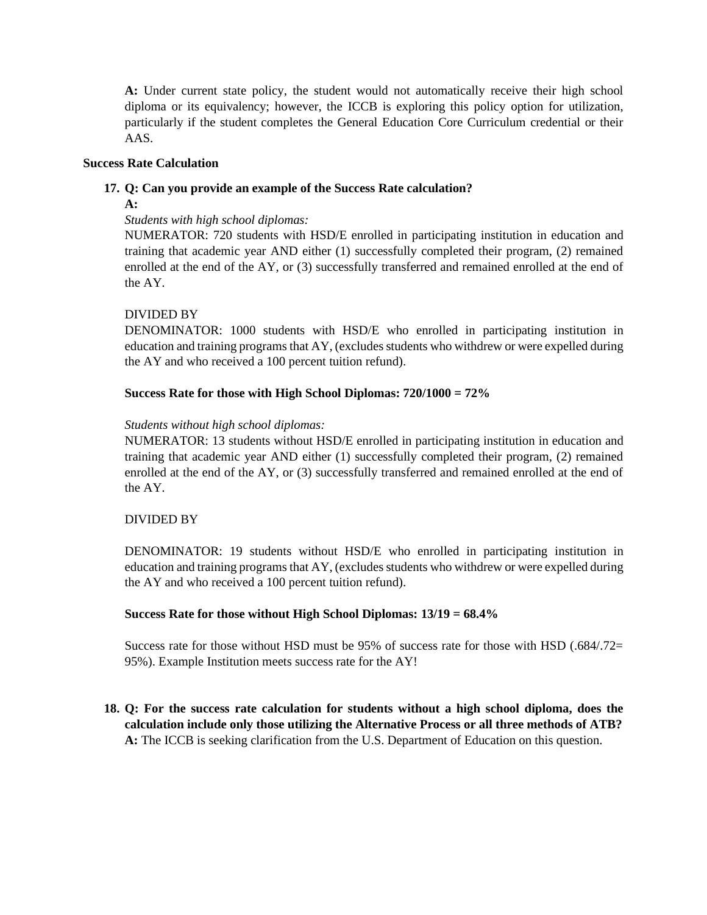**A:** Under current state policy, the student would not automatically receive their high school diploma or its equivalency; however, the ICCB is exploring this policy option for utilization, particularly if the student completes the General Education Core Curriculum credential or their AAS.

**Success Rate Calculation**

17. **Q: Can you provide an example of the Success Rate calculation?**

    **A:**

    *Students with high school diplomas:*

    NUMERATOR: 720 students with HSD/E enrolled in participating institution in education and training that academic year AND either (1) successfully completed their program, (2) remained enrolled at the end of the AY, or (3) successfully transferred and remained enrolled at the end of the AY.

    DIVIDED BY

    DENOMINATOR: 1000 students with HSD/E who enrolled in participating institution in education and training programs that AY, (excludes students who withdrew or were expelled during the AY and who received a 100 percent tuition refund).

    **Success Rate for those with High School Diplomas: 720/1000 = 72%**

    *Students without high school diplomas:*

    NUMERATOR: 13 students without HSD/E enrolled in participating institution in education and training that academic year AND either (1) successfully completed their program, (2) remained enrolled at the end of the AY, or (3) successfully transferred and remained enrolled at the end of the AY.

    DIVIDED BY

    DENOMINATOR: 19 students without HSD/E who enrolled in participating institution in education and training programs that AY, (excludes students who withdrew or were expelled during the AY and who received a 100 percent tuition refund).

    **Success Rate for those without High School Diplomas: 13/19 = 68.4%**

    Success rate for those without HSD must be 95% of success rate for those with HSD (.684/.72= 95%). Example Institution meets success rate for the AY!

18. **Q: For the success rate calculation for students without a high school diploma, does the calculation include only those utilizing the Alternative Process or all three methods of ATB?**

    **A:** The ICCB is seeking clarification from the U.S. Department of Education on this question.